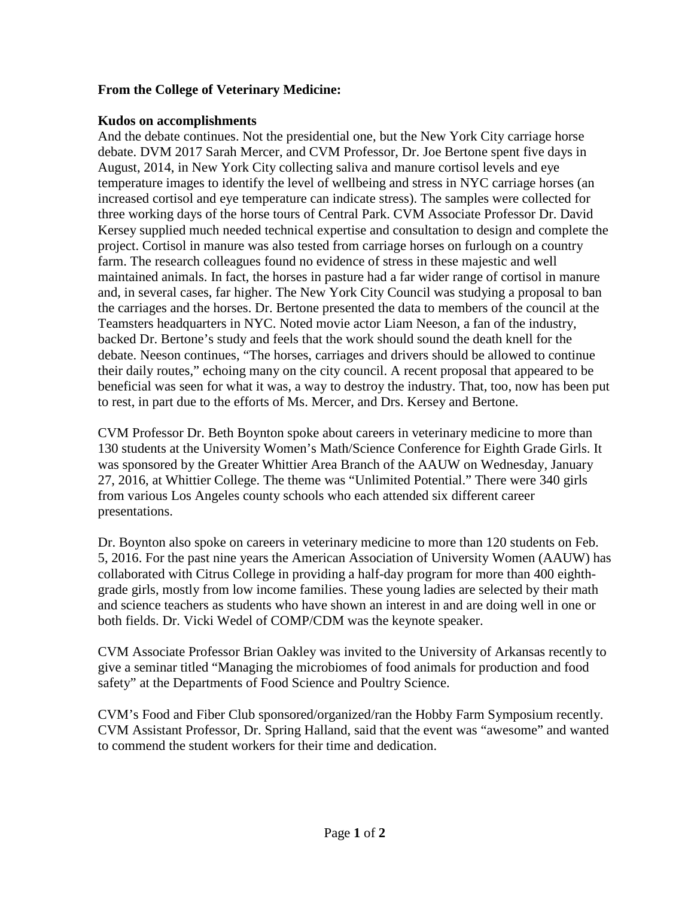**From the College of Veterinary Medicine:**

**Kudos on accomplishments**

And the debate continues. Not the presidential one, but the New York City carriage horse debate. DVM 2017 Sarah Mercer, and CVM Professor, Dr. Joe Bertone spent five days in August, 2014, in New York City collecting saliva and manure cortisol levels and eye temperature images to identify the level of wellbeing and stress in NYC carriage horses (an increased cortisol and eye temperature can indicate stress). The samples were collected for three working days of the horse tours of Central Park. CVM Associate Professor Dr. David Kersey supplied much needed technical expertise and consultation to design and complete the project. Cortisol in manure was also tested from carriage horses on furlough on a country farm. The research colleagues found no evidence of stress in these majestic and well maintained animals. In fact, the horses in pasture had a far wider range of cortisol in manure and, in several cases, far higher. The New York City Council was studying a proposal to ban the carriages and the horses. Dr. Bertone presented the data to members of the council at the Teamsters headquarters in NYC. Noted movie actor Liam Neeson, a fan of the industry, backed Dr. Bertone's study and feels that the work should sound the death knell for the debate. Neeson continues, "The horses, carriages and drivers should be allowed to continue their daily routes," echoing many on the city council. A recent proposal that appeared to be beneficial was seen for what it was, a way to destroy the industry. That, too, now has been put to rest, in part due to the efforts of Ms. Mercer, and Drs. Kersey and Bertone.

CVM Professor Dr. Beth Boynton spoke about careers in veterinary medicine to more than 130 students at the University Women's Math/Science Conference for Eighth Grade Girls. It was sponsored by the Greater Whittier Area Branch of the AAUW on Wednesday, January 27, 2016, at Whittier College. The theme was "Unlimited Potential." There were 340 girls from various Los Angeles county schools who each attended six different career presentations.

Dr. Boynton also spoke on careers in veterinary medicine to more than 120 students on Feb. 5, 2016. For the past nine years the American Association of University Women (AAUW) has collaborated with Citrus College in providing a half-day program for more than 400 eighth-grade girls, mostly from low income families. These young ladies are selected by their math and science teachers as students who have shown an interest in and are doing well in one or both fields. Dr. Vicki Wedel of COMP/CDM was the keynote speaker.

CVM Associate Professor Brian Oakley was invited to the University of Arkansas recently to give a seminar titled "Managing the microbiomes of food animals for production and food safety" at the Departments of Food Science and Poultry Science.

CVM's Food and Fiber Club sponsored/organized/ran the Hobby Farm Symposium recently. CVM Assistant Professor, Dr. Spring Halland, said that the event was "awesome" and wanted to commend the student workers for their time and dedication.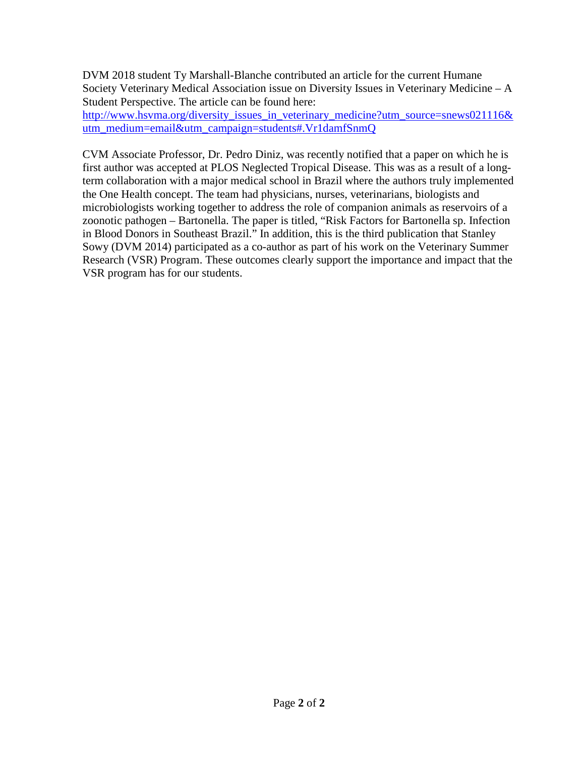DVM 2018 student Ty Marshall-Blanche contributed an article for the current Humane Society Veterinary Medical Association issue on Diversity Issues in Veterinary Medicine – A Student Perspective. The article can be found here: http://www.hsvma.org/diversity_issues_in_veterinary_medicine?utm_source=snews021116&utm_medium=email&utm_campaign=students#.Vr1damfSnmQ

CVM Associate Professor, Dr. Pedro Diniz, was recently notified that a paper on which he is first author was accepted at PLOS Neglected Tropical Disease. This was as a result of a long-term collaboration with a major medical school in Brazil where the authors truly implemented the One Health concept. The team had physicians, nurses, veterinarians, biologists and microbiologists working together to address the role of companion animals as reservoirs of a zoonotic pathogen – Bartonella. The paper is titled, "Risk Factors for Bartonella sp. Infection in Blood Donors in Southeast Brazil." In addition, this is the third publication that Stanley Sowy (DVM 2014) participated as a co-author as part of his work on the Veterinary Summer Research (VSR) Program. These outcomes clearly support the importance and impact that the VSR program has for our students.